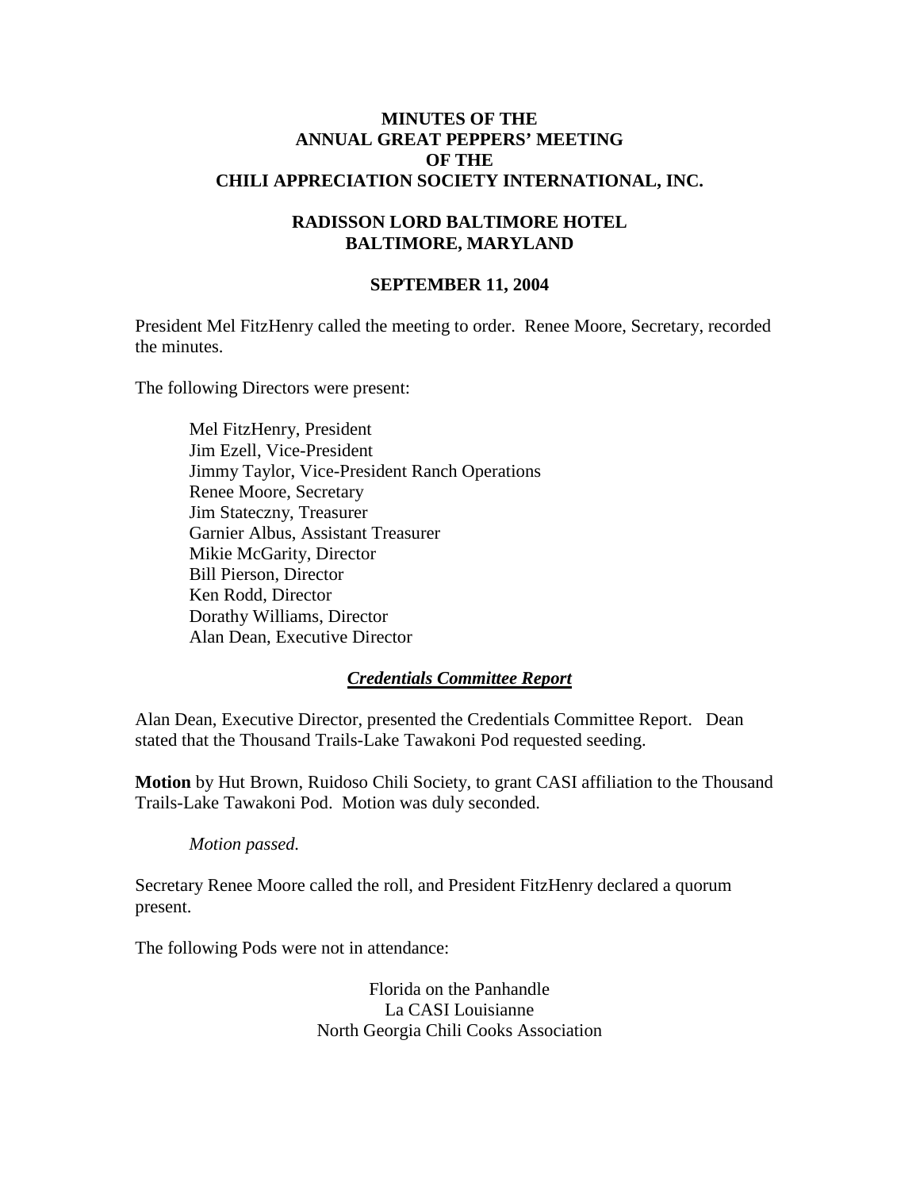# MINUTES OF THE ANNUAL GREAT PEPPERS' MEETING OF THE CHILI APPRECIATION SOCIETY INTERNATIONAL, INC.

## RADISSON LORD BALTIMORE HOTEL BALTIMORE, MARYLAND

### SEPTEMBER 11, 2004

President Mel FitzHenry called the meeting to order. Renee Moore, Secretary, recorded the minutes.

The following Directors were present:

Mel FitzHenry, President
Jim Ezell, Vice-President
Jimmy Taylor, Vice-President Ranch Operations
Renee Moore, Secretary
Jim Stateczny, Treasurer
Garnier Albus, Assistant Treasurer
Mikie McGarity, Director
Bill Pierson, Director
Ken Rodd, Director
Dorathy Williams, Director
Alan Dean, Executive Director

### *Credentials Committee Report*

Alan Dean, Executive Director, presented the Credentials Committee Report. Dean stated that the Thousand Trails-Lake Tawakoni Pod requested seeding.

**Motion** by Hut Brown, Ruidoso Chili Society, to grant CASI affiliation to the Thousand Trails-Lake Tawakoni Pod. Motion was duly seconded.

*Motion passed.*

Secretary Renee Moore called the roll, and President FitzHenry declared a quorum present.

The following Pods were not in attendance:

Florida on the Panhandle
La CASI Louisianne
North Georgia Chili Cooks Association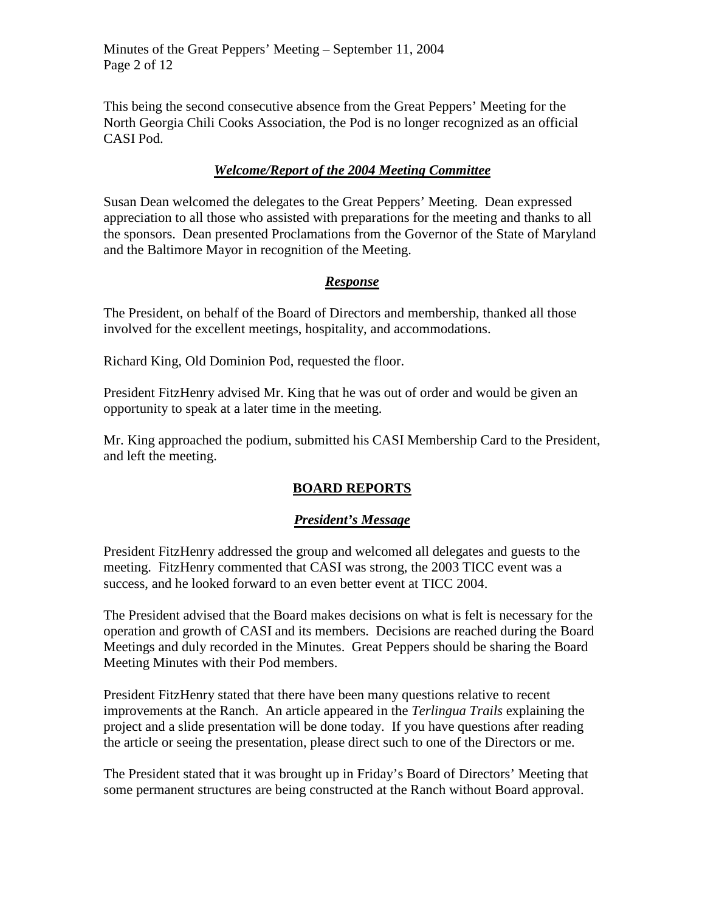This being the second consecutive absence from the Great Peppers' Meeting for the North Georgia Chili Cooks Association, the Pod is no longer recognized as an official CASI Pod.

### ***Welcome/Report of the 2004 Meeting Committee***

Susan Dean welcomed the delegates to the Great Peppers' Meeting. Dean expressed appreciation to all those who assisted with preparations for the meeting and thanks to all the sponsors. Dean presented Proclamations from the Governor of the State of Maryland and the Baltimore Mayor in recognition of the Meeting.

### ***Response***

The President, on behalf of the Board of Directors and membership, thanked all those involved for the excellent meetings, hospitality, and accommodations.

Richard King, Old Dominion Pod, requested the floor.

President FitzHenry advised Mr. King that he was out of order and would be given an opportunity to speak at a later time in the meeting.

Mr. King approached the podium, submitted his CASI Membership Card to the President, and left the meeting.

## **BOARD REPORTS**

### ***President's Message***

President FitzHenry addressed the group and welcomed all delegates and guests to the meeting. FitzHenry commented that CASI was strong, the 2003 TICC event was a success, and he looked forward to an even better event at TICC 2004.

The President advised that the Board makes decisions on what is felt is necessary for the operation and growth of CASI and its members. Decisions are reached during the Board Meetings and duly recorded in the Minutes. Great Peppers should be sharing the Board Meeting Minutes with their Pod members.

President FitzHenry stated that there have been many questions relative to recent improvements at the Ranch. An article appeared in the *Terlingua Trails* explaining the project and a slide presentation will be done today. If you have questions after reading the article or seeing the presentation, please direct such to one of the Directors or me.

The President stated that it was brought up in Friday's Board of Directors' Meeting that some permanent structures are being constructed at the Ranch without Board approval.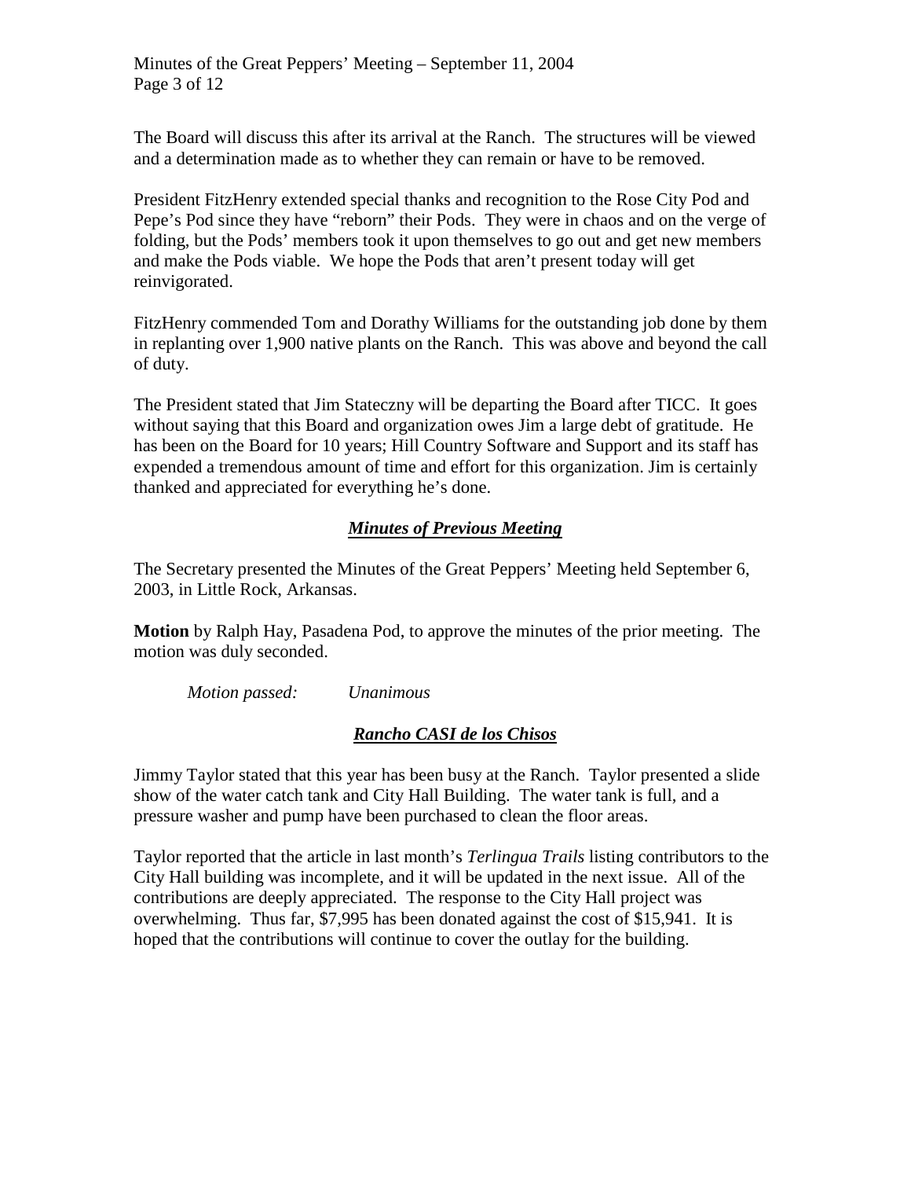The Board will discuss this after its arrival at the Ranch. The structures will be viewed and a determination made as to whether they can remain or have to be removed.

President FitzHenry extended special thanks and recognition to the Rose City Pod and Pepe's Pod since they have "reborn" their Pods. They were in chaos and on the verge of folding, but the Pods' members took it upon themselves to go out and get new members and make the Pods viable. We hope the Pods that aren't present today will get reinvigorated.

FitzHenry commended Tom and Dorathy Williams for the outstanding job done by them in replanting over 1,900 native plants on the Ranch. This was above and beyond the call of duty.

The President stated that Jim Stateczny will be departing the Board after TICC. It goes without saying that this Board and organization owes Jim a large debt of gratitude. He has been on the Board for 10 years; Hill Country Software and Support and its staff has expended a tremendous amount of time and effort for this organization. Jim is certainly thanked and appreciated for everything he's done.

## ***Minutes of Previous Meeting***

The Secretary presented the Minutes of the Great Peppers' Meeting held September 6, 2003, in Little Rock, Arkansas.

**Motion** by Ralph Hay, Pasadena Pod, to approve the minutes of the prior meeting. The motion was duly seconded.

*Motion passed:* *Unanimous*

## ***Rancho CASI de los Chisos***

Jimmy Taylor stated that this year has been busy at the Ranch. Taylor presented a slide show of the water catch tank and City Hall Building. The water tank is full, and a pressure washer and pump have been purchased to clean the floor areas.

Taylor reported that the article in last month's *Terlingua Trails* listing contributors to the City Hall building was incomplete, and it will be updated in the next issue. All of the contributions are deeply appreciated. The response to the City Hall project was overwhelming. Thus far, $7,995 has been donated against the cost of $15,941. It is hoped that the contributions will continue to cover the outlay for the building.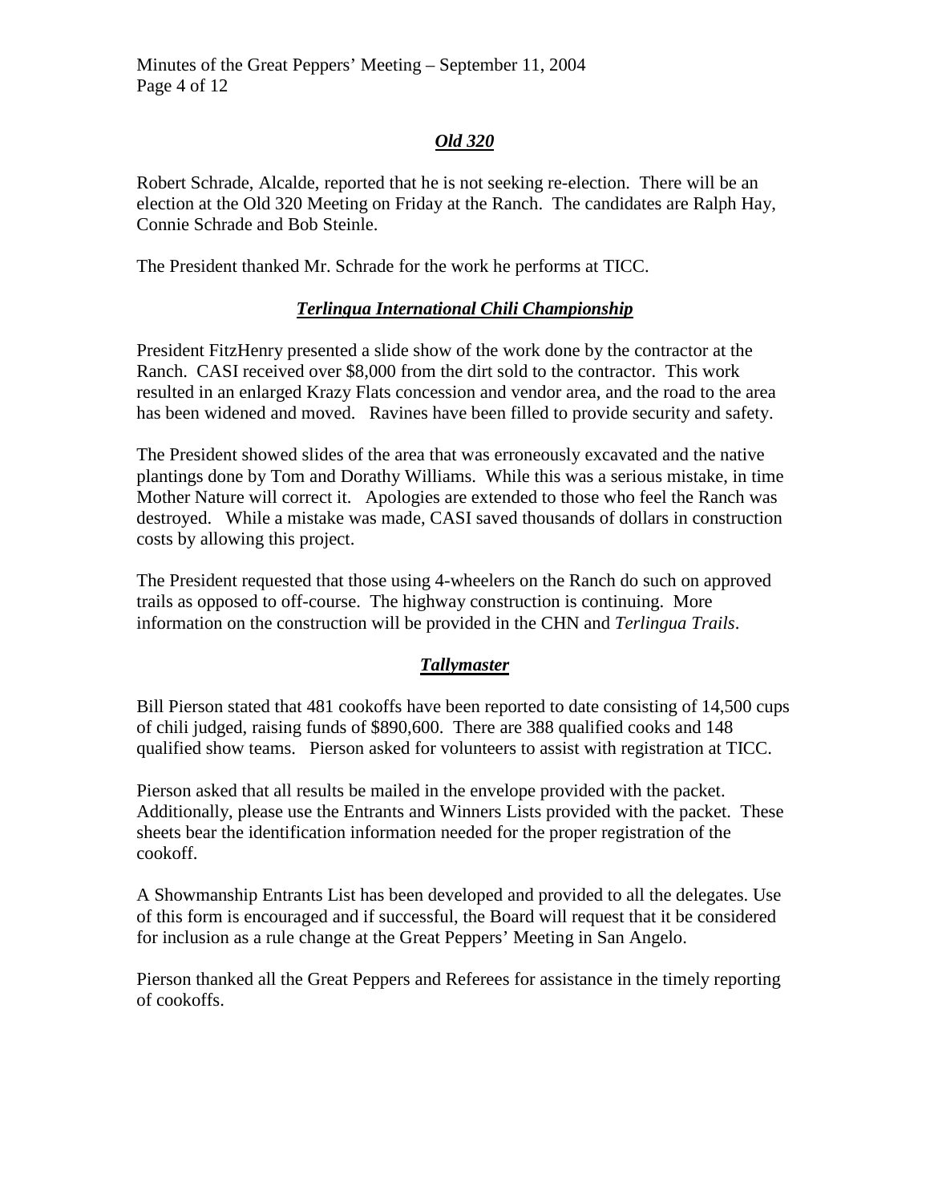## ***Old 320***

Robert Schrade, Alcalde, reported that he is not seeking re-election. There will be an election at the Old 320 Meeting on Friday at the Ranch. The candidates are Ralph Hay, Connie Schrade and Bob Steinle.

The President thanked Mr. Schrade for the work he performs at TICC.

## ***Terlingua International Chili Championship***

President FitzHenry presented a slide show of the work done by the contractor at the Ranch. CASI received over $8,000 from the dirt sold to the contractor. This work resulted in an enlarged Krazy Flats concession and vendor area, and the road to the area has been widened and moved. Ravines have been filled to provide security and safety.

The President showed slides of the area that was erroneously excavated and the native plantings done by Tom and Dorathy Williams. While this was a serious mistake, in time Mother Nature will correct it. Apologies are extended to those who feel the Ranch was destroyed. While a mistake was made, CASI saved thousands of dollars in construction costs by allowing this project.

The President requested that those using 4-wheelers on the Ranch do such on approved trails as opposed to off-course. The highway construction is continuing. More information on the construction will be provided in the CHN and *Terlingua Trails*.

## ***Tallymaster***

Bill Pierson stated that 481 cookoffs have been reported to date consisting of 14,500 cups of chili judged, raising funds of $890,600. There are 388 qualified cooks and 148 qualified show teams. Pierson asked for volunteers to assist with registration at TICC.

Pierson asked that all results be mailed in the envelope provided with the packet. Additionally, please use the Entrants and Winners Lists provided with the packet. These sheets bear the identification information needed for the proper registration of the cookoff.

A Showmanship Entrants List has been developed and provided to all the delegates. Use of this form is encouraged and if successful, the Board will request that it be considered for inclusion as a rule change at the Great Peppers' Meeting in San Angelo.

Pierson thanked all the Great Peppers and Referees for assistance in the timely reporting of cookoffs.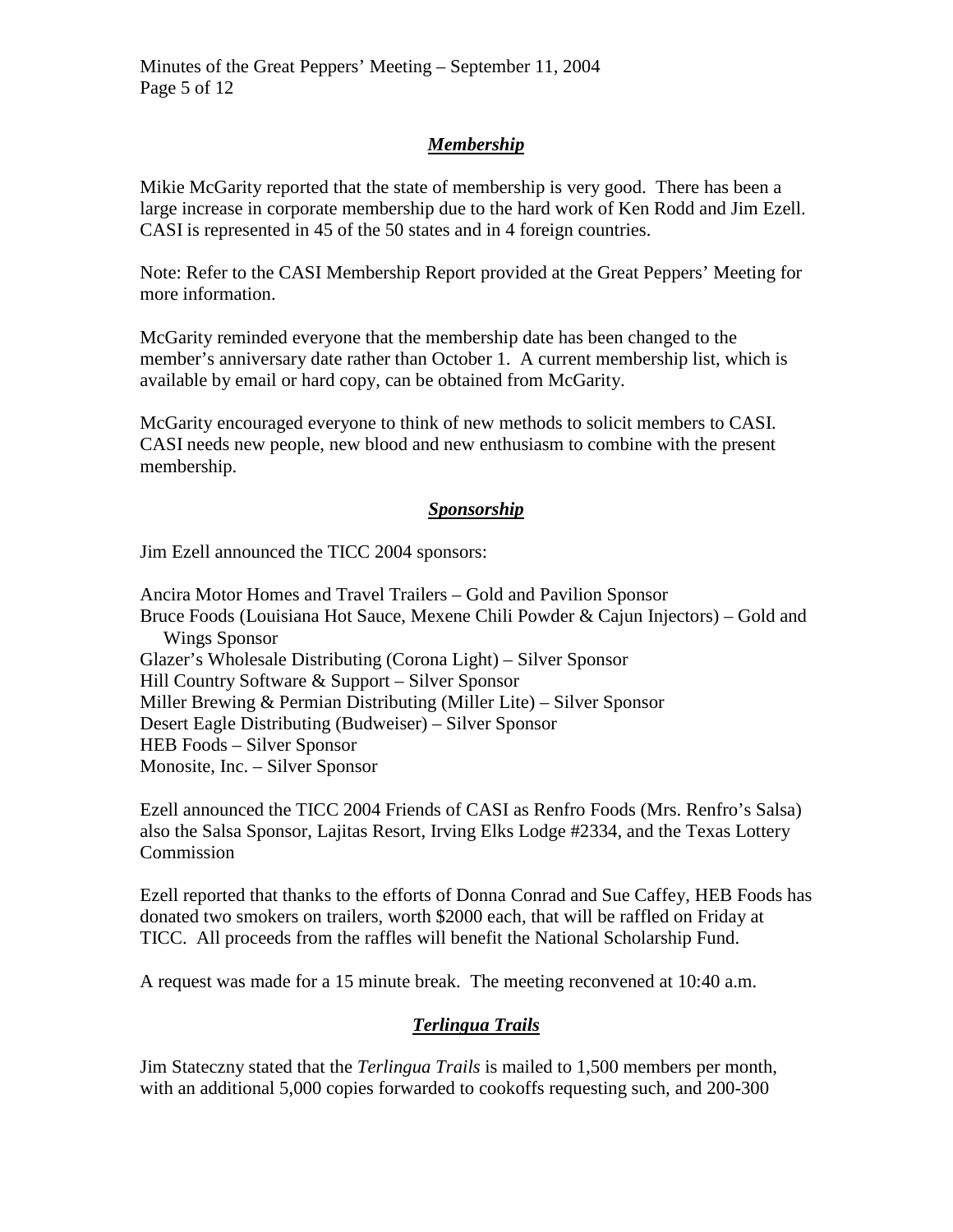### ***Membership***

Mikie McGarity reported that the state of membership is very good. There has been a large increase in corporate membership due to the hard work of Ken Rodd and Jim Ezell. CASI is represented in 45 of the 50 states and in 4 foreign countries.

Note: Refer to the CASI Membership Report provided at the Great Peppers' Meeting for more information.

McGarity reminded everyone that the membership date has been changed to the member's anniversary date rather than October 1. A current membership list, which is available by email or hard copy, can be obtained from McGarity.

McGarity encouraged everyone to think of new methods to solicit members to CASI. CASI needs new people, new blood and new enthusiasm to combine with the present membership.

### ***Sponsorship***

Jim Ezell announced the TICC 2004 sponsors:

Ancira Motor Homes and Travel Trailers – Gold and Pavilion Sponsor
Bruce Foods (Louisiana Hot Sauce, Mexene Chili Powder & Cajun Injectors) – Gold and Wings Sponsor
Glazer's Wholesale Distributing (Corona Light) – Silver Sponsor
Hill Country Software & Support – Silver Sponsor
Miller Brewing & Permian Distributing (Miller Lite) – Silver Sponsor
Desert Eagle Distributing (Budweiser) – Silver Sponsor
HEB Foods – Silver Sponsor
Monosite, Inc. – Silver Sponsor

Ezell announced the TICC 2004 Friends of CASI as Renfro Foods (Mrs. Renfro's Salsa) also the Salsa Sponsor, Lajitas Resort, Irving Elks Lodge #2334, and the Texas Lottery Commission

Ezell reported that thanks to the efforts of Donna Conrad and Sue Caffey, HEB Foods has donated two smokers on trailers, worth $2000 each, that will be raffled on Friday at TICC. All proceeds from the raffles will benefit the National Scholarship Fund.

A request was made for a 15 minute break. The meeting reconvened at 10:40 a.m.

### ***Terlingua Trails***

Jim Stateczny stated that the *Terlingua Trails* is mailed to 1,500 members per month, with an additional 5,000 copies forwarded to cookoffs requesting such, and 200-300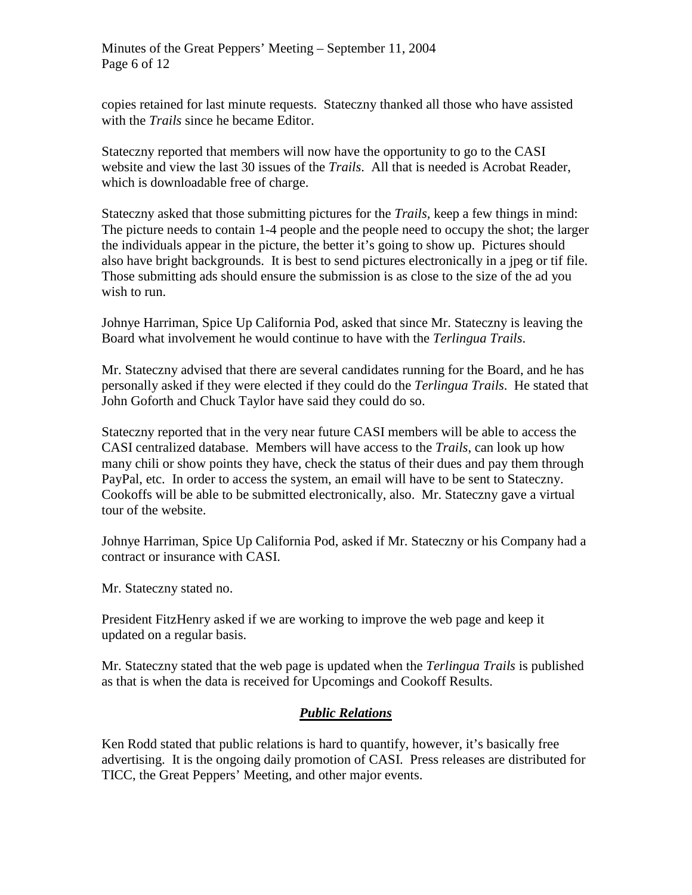copies retained for last minute requests. Stateczny thanked all those who have assisted with the *Trails* since he became Editor.

Stateczny reported that members will now have the opportunity to go to the CASI website and view the last 30 issues of the *Trails*. All that is needed is Acrobat Reader, which is downloadable free of charge.

Stateczny asked that those submitting pictures for the *Trails*, keep a few things in mind: The picture needs to contain 1-4 people and the people need to occupy the shot; the larger the individuals appear in the picture, the better it's going to show up. Pictures should also have bright backgrounds. It is best to send pictures electronically in a jpeg or tif file. Those submitting ads should ensure the submission is as close to the size of the ad you wish to run.

Johnye Harriman, Spice Up California Pod, asked that since Mr. Stateczny is leaving the Board what involvement he would continue to have with the *Terlingua Trails*.

Mr. Stateczny advised that there are several candidates running for the Board, and he has personally asked if they were elected if they could do the *Terlingua Trails*. He stated that John Goforth and Chuck Taylor have said they could do so.

Stateczny reported that in the very near future CASI members will be able to access the CASI centralized database. Members will have access to the *Trails*, can look up how many chili or show points they have, check the status of their dues and pay them through PayPal, etc. In order to access the system, an email will have to be sent to Stateczny. Cookoffs will be able to be submitted electronically, also. Mr. Stateczny gave a virtual tour of the website.

Johnye Harriman, Spice Up California Pod, asked if Mr. Stateczny or his Company had a contract or insurance with CASI.

Mr. Stateczny stated no.

President FitzHenry asked if we are working to improve the web page and keep it updated on a regular basis.

Mr. Stateczny stated that the web page is updated when the *Terlingua Trails* is published as that is when the data is received for Upcomings and Cookoff Results.

## ***Public Relations***

Ken Rodd stated that public relations is hard to quantify, however, it's basically free advertising. It is the ongoing daily promotion of CASI. Press releases are distributed for TICC, the Great Peppers' Meeting, and other major events.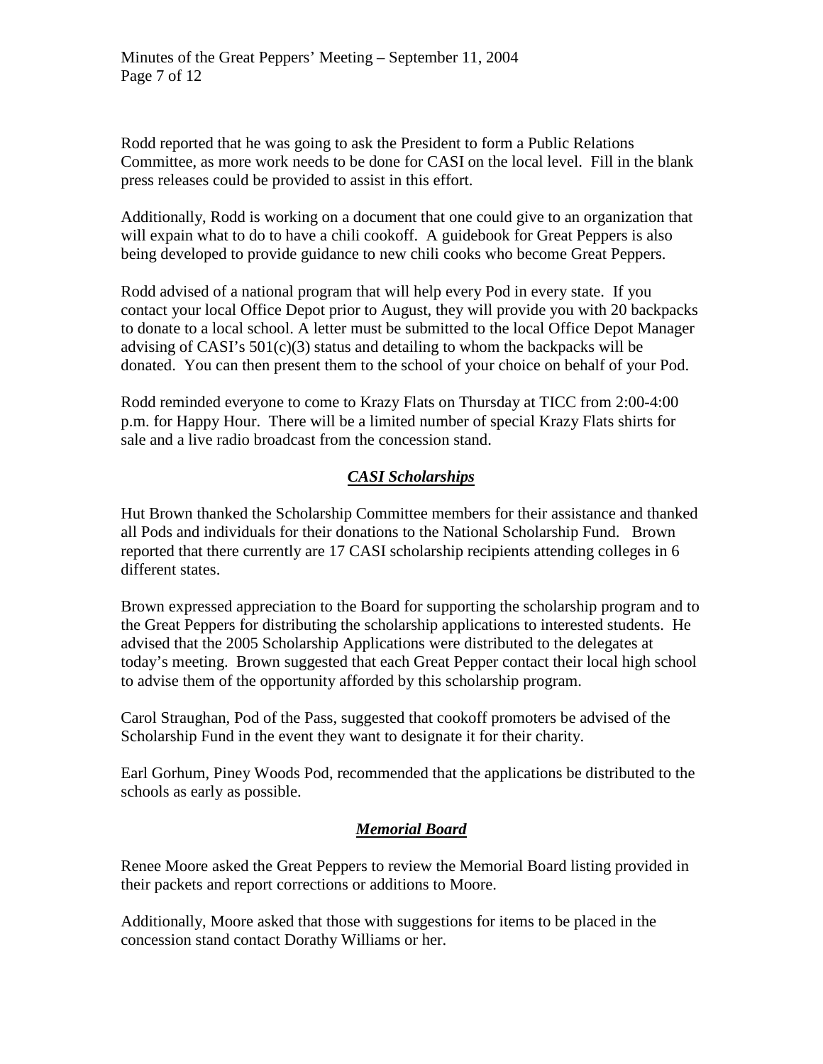Rodd reported that he was going to ask the President to form a Public Relations Committee, as more work needs to be done for CASI on the local level. Fill in the blank press releases could be provided to assist in this effort.

Additionally, Rodd is working on a document that one could give to an organization that will expain what to do to have a chili cookoff. A guidebook for Great Peppers is also being developed to provide guidance to new chili cooks who become Great Peppers.

Rodd advised of a national program that will help every Pod in every state. If you contact your local Office Depot prior to August, they will provide you with 20 backpacks to donate to a local school. A letter must be submitted to the local Office Depot Manager advising of CASI's 501(c)(3) status and detailing to whom the backpacks will be donated. You can then present them to the school of your choice on behalf of your Pod.

Rodd reminded everyone to come to Krazy Flats on Thursday at TICC from 2:00-4:00 p.m. for Happy Hour. There will be a limited number of special Krazy Flats shirts for sale and a live radio broadcast from the concession stand.

## ***CASI Scholarships***

Hut Brown thanked the Scholarship Committee members for their assistance and thanked all Pods and individuals for their donations to the National Scholarship Fund. Brown reported that there currently are 17 CASI scholarship recipients attending colleges in 6 different states.

Brown expressed appreciation to the Board for supporting the scholarship program and to the Great Peppers for distributing the scholarship applications to interested students. He advised that the 2005 Scholarship Applications were distributed to the delegates at today's meeting. Brown suggested that each Great Pepper contact their local high school to advise them of the opportunity afforded by this scholarship program.

Carol Straughan, Pod of the Pass, suggested that cookoff promoters be advised of the Scholarship Fund in the event they want to designate it for their charity.

Earl Gorhum, Piney Woods Pod, recommended that the applications be distributed to the schools as early as possible.

## ***Memorial Board***

Renee Moore asked the Great Peppers to review the Memorial Board listing provided in their packets and report corrections or additions to Moore.

Additionally, Moore asked that those with suggestions for items to be placed in the concession stand contact Dorathy Williams or her.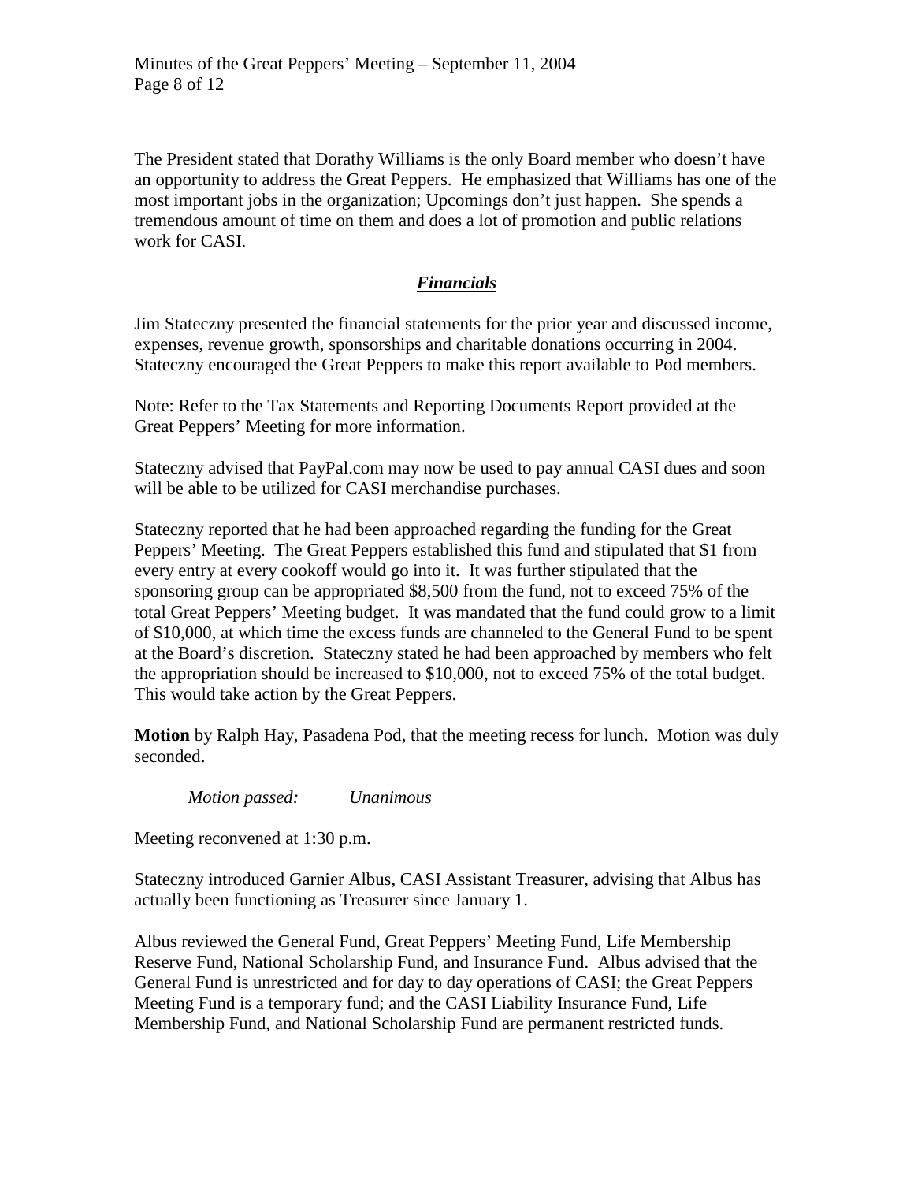The President stated that Dorathy Williams is the only Board member who doesn't have an opportunity to address the Great Peppers. He emphasized that Williams has one of the most important jobs in the organization; Upcomings don't just happen. She spends a tremendous amount of time on them and does a lot of promotion and public relations work for CASI.

## ***Financials***

Jim Stateczny presented the financial statements for the prior year and discussed income, expenses, revenue growth, sponsorships and charitable donations occurring in 2004. Stateczny encouraged the Great Peppers to make this report available to Pod members.

Note: Refer to the Tax Statements and Reporting Documents Report provided at the Great Peppers' Meeting for more information.

Stateczny advised that PayPal.com may now be used to pay annual CASI dues and soon will be able to be utilized for CASI merchandise purchases.

Stateczny reported that he had been approached regarding the funding for the Great Peppers' Meeting. The Great Peppers established this fund and stipulated that $1 from every entry at every cookoff would go into it. It was further stipulated that the sponsoring group can be appropriated $8,500 from the fund, not to exceed 75% of the total Great Peppers' Meeting budget. It was mandated that the fund could grow to a limit of $10,000, at which time the excess funds are channeled to the General Fund to be spent at the Board's discretion. Stateczny stated he had been approached by members who felt the appropriation should be increased to $10,000, not to exceed 75% of the total budget. This would take action by the Great Peppers.

**Motion** by Ralph Hay, Pasadena Pod, that the meeting recess for lunch. Motion was duly seconded.

*Motion passed: Unanimous*

Meeting reconvened at 1:30 p.m.

Stateczny introduced Garnier Albus, CASI Assistant Treasurer, advising that Albus has actually been functioning as Treasurer since January 1.

Albus reviewed the General Fund, Great Peppers' Meeting Fund, Life Membership Reserve Fund, National Scholarship Fund, and Insurance Fund. Albus advised that the General Fund is unrestricted and for day to day operations of CASI; the Great Peppers Meeting Fund is a temporary fund; and the CASI Liability Insurance Fund, Life Membership Fund, and National Scholarship Fund are permanent restricted funds.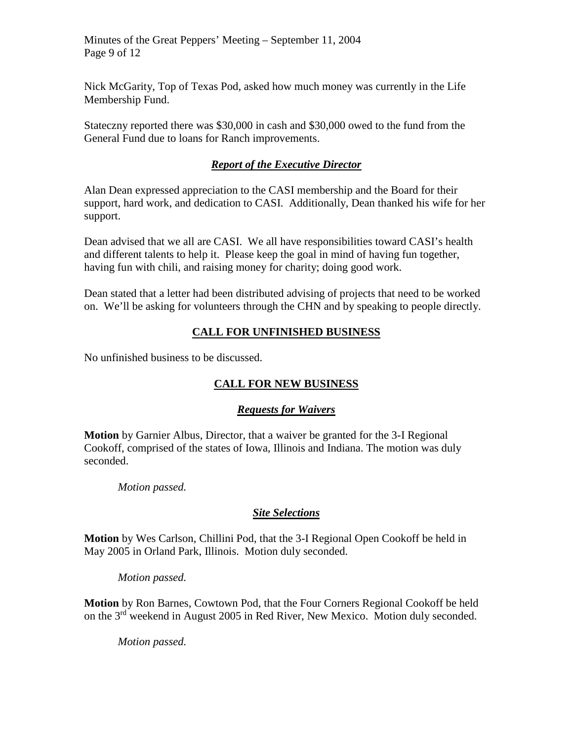Nick McGarity, Top of Texas Pod, asked how much money was currently in the Life Membership Fund.

Stateczny reported there was $30,000 in cash and $30,000 owed to the fund from the General Fund due to loans for Ranch improvements.

### ***Report of the Executive Director***

Alan Dean expressed appreciation to the CASI membership and the Board for their support, hard work, and dedication to CASI. Additionally, Dean thanked his wife for her support.

Dean advised that we all are CASI. We all have responsibilities toward CASI's health and different talents to help it. Please keep the goal in mind of having fun together, having fun with chili, and raising money for charity; doing good work.

Dean stated that a letter had been distributed advising of projects that need to be worked on. We'll be asking for volunteers through the CHN and by speaking to people directly.

## **CALL FOR UNFINISHED BUSINESS**

No unfinished business to be discussed.

## **CALL FOR NEW BUSINESS**

### ***Requests for Waivers***

**Motion** by Garnier Albus, Director, that a waiver be granted for the 3-I Regional Cookoff, comprised of the states of Iowa, Illinois and Indiana. The motion was duly seconded.

*Motion passed.*

### ***Site Selections***

**Motion** by Wes Carlson, Chillini Pod, that the 3-I Regional Open Cookoff be held in May 2005 in Orland Park, Illinois. Motion duly seconded.

*Motion passed.*

**Motion** by Ron Barnes, Cowtown Pod, that the Four Corners Regional Cookoff be held on the 3rd weekend in August 2005 in Red River, New Mexico. Motion duly seconded.

*Motion passed.*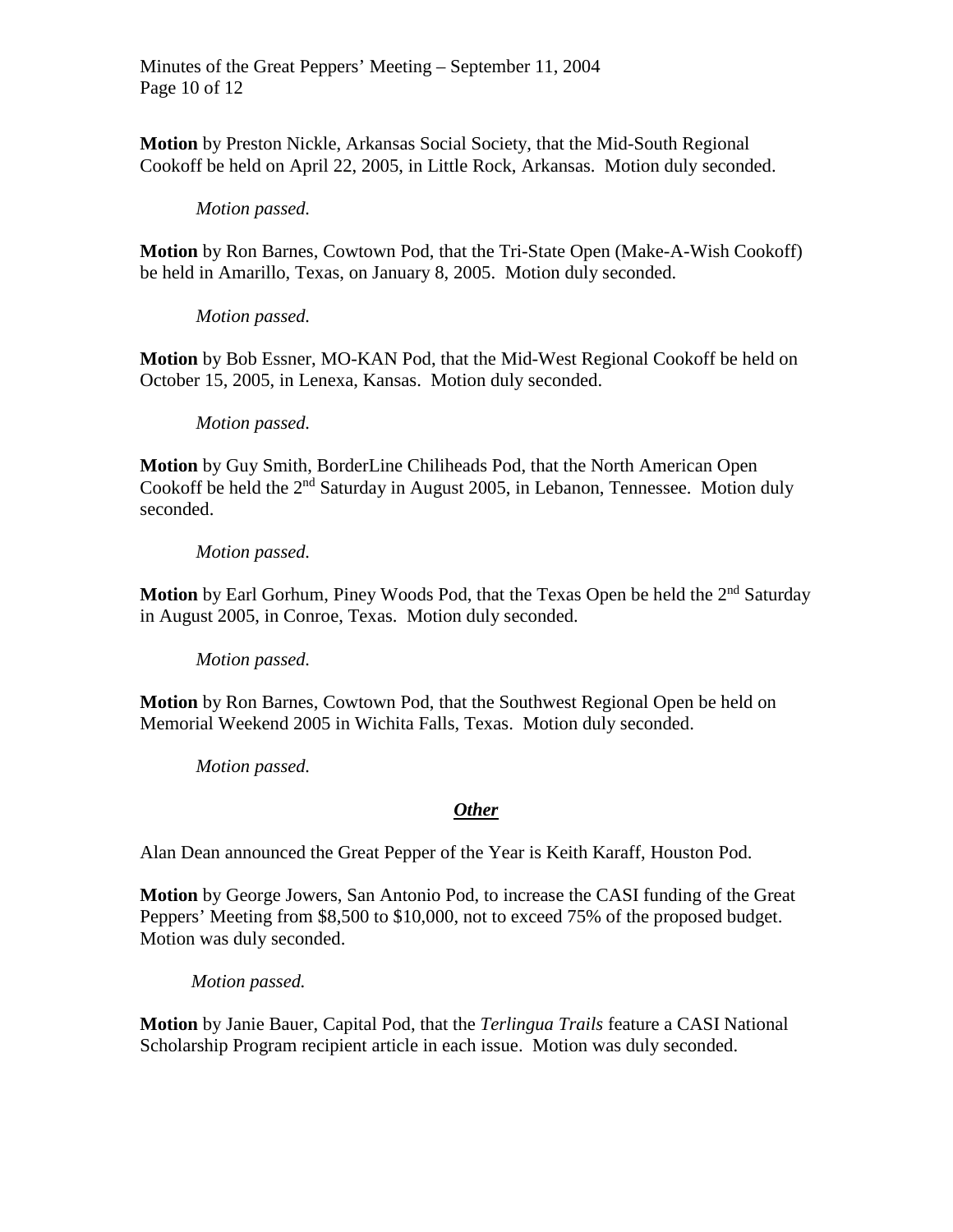**Motion** by Preston Nickle, Arkansas Social Society, that the Mid-South Regional Cookoff be held on April 22, 2005, in Little Rock, Arkansas. Motion duly seconded.

*Motion passed.*

**Motion** by Ron Barnes, Cowtown Pod, that the Tri-State Open (Make-A-Wish Cookoff) be held in Amarillo, Texas, on January 8, 2005. Motion duly seconded.

*Motion passed.*

**Motion** by Bob Essner, MO-KAN Pod, that the Mid-West Regional Cookoff be held on October 15, 2005, in Lenexa, Kansas. Motion duly seconded.

*Motion passed.*

**Motion** by Guy Smith, BorderLine Chiliheads Pod, that the North American Open Cookoff be held the 2nd Saturday in August 2005, in Lebanon, Tennessee. Motion duly seconded.

*Motion passed.*

**Motion** by Earl Gorhum, Piney Woods Pod, that the Texas Open be held the 2nd Saturday in August 2005, in Conroe, Texas. Motion duly seconded.

*Motion passed.*

**Motion** by Ron Barnes, Cowtown Pod, that the Southwest Regional Open be held on Memorial Weekend 2005 in Wichita Falls, Texas. Motion duly seconded.

*Motion passed.*

## ***Other***

Alan Dean announced the Great Pepper of the Year is Keith Karaff, Houston Pod.

**Motion** by George Jowers, San Antonio Pod, to increase the CASI funding of the Great Peppers' Meeting from $8,500 to $10,000, not to exceed 75% of the proposed budget. Motion was duly seconded.

*Motion passed.*

**Motion** by Janie Bauer, Capital Pod, that the *Terlingua Trails* feature a CASI National Scholarship Program recipient article in each issue. Motion was duly seconded.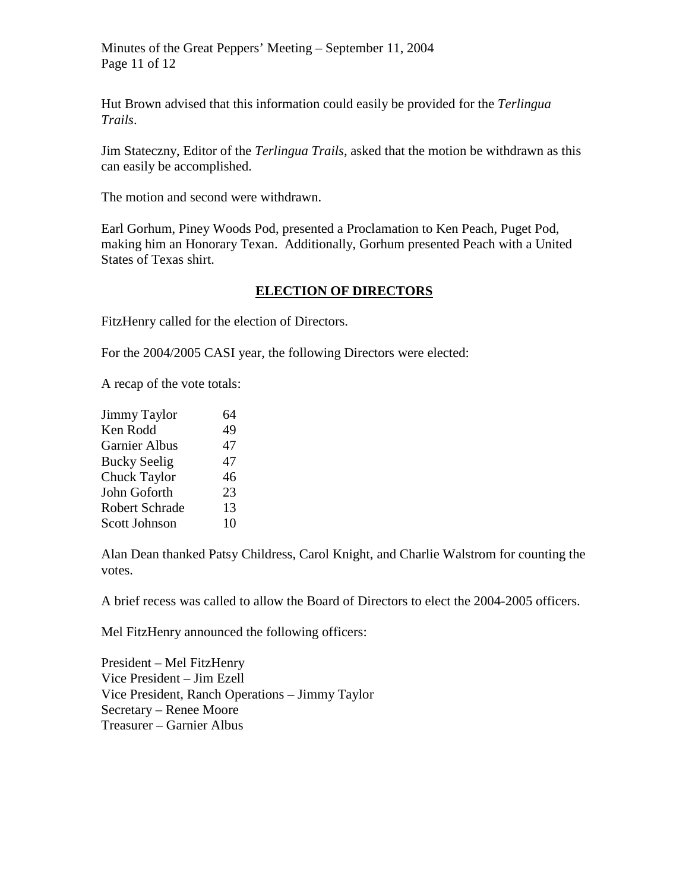Hut Brown advised that this information could easily be provided for the *Terlingua Trails*.

Jim Stateczny, Editor of the *Terlingua Trails*, asked that the motion be withdrawn as this can easily be accomplished.

The motion and second were withdrawn.

Earl Gorhum, Piney Woods Pod, presented a Proclamation to Ken Peach, Puget Pod, making him an Honorary Texan. Additionally, Gorhum presented Peach with a United States of Texas shirt.

## ELECTION OF DIRECTORS

FitzHenry called for the election of Directors.

For the 2004/2005 CASI year, the following Directors were elected:

A recap of the vote totals:

| | |
|---|---|
| Jimmy Taylor | 64 |
| Ken Rodd | 49 |
| Garnier Albus | 47 |
| Bucky Seelig | 47 |
| Chuck Taylor | 46 |
| John Goforth | 23 |
| Robert Schrade | 13 |
| Scott Johnson | 10 |

Alan Dean thanked Patsy Childress, Carol Knight, and Charlie Walstrom for counting the votes.

A brief recess was called to allow the Board of Directors to elect the 2004-2005 officers.

Mel FitzHenry announced the following officers:

President – Mel FitzHenry
Vice President – Jim Ezell
Vice President, Ranch Operations – Jimmy Taylor
Secretary – Renee Moore
Treasurer – Garnier Albus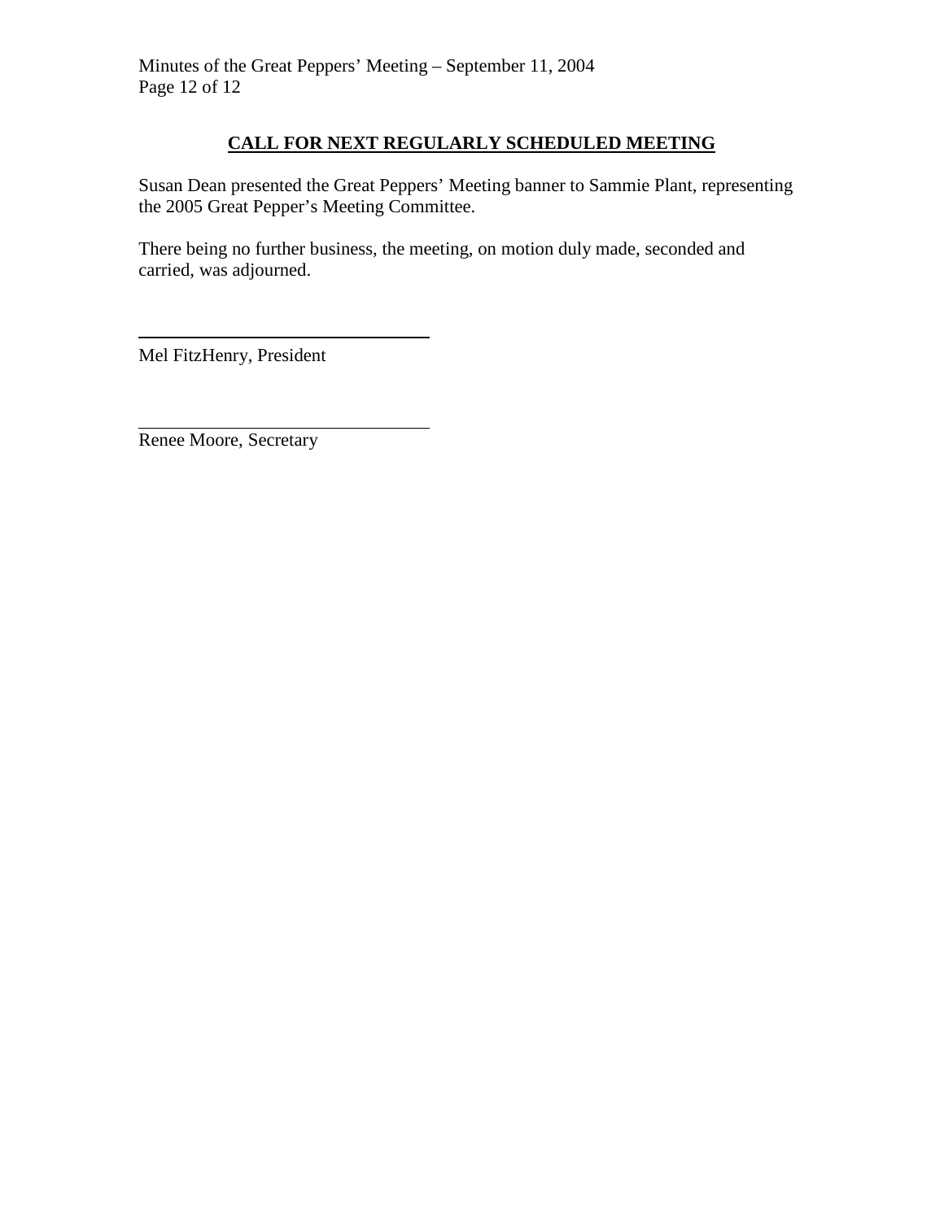## CALL FOR NEXT REGULARLY SCHEDULED MEETING

Susan Dean presented the Great Peppers' Meeting banner to Sammie Plant, representing the 2005 Great Pepper's Meeting Committee.

There being no further business, the meeting, on motion duly made, seconded and carried, was adjourned.

Mel FitzHenry, President

Renee Moore, Secretary